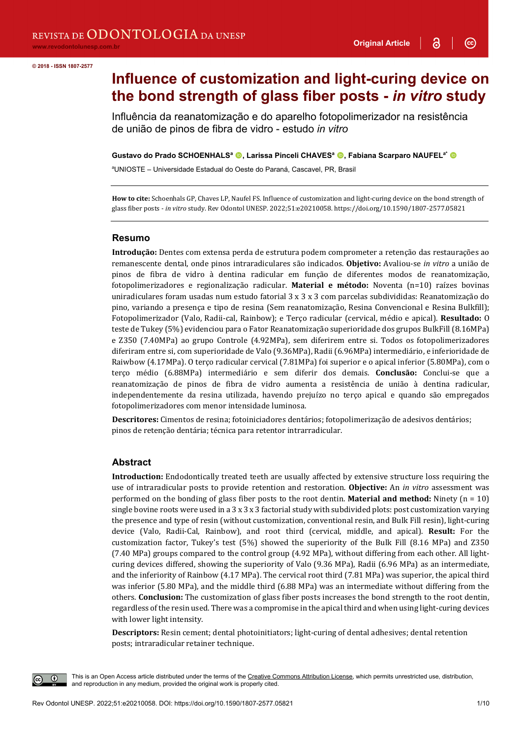REVISTA DE ODONTOLOGIA DA UNESP

www.revodontolunesp.com.br

Original Article

© 2018 - ISSN 1807-2577

# Influence of customization and light-curing device on the bond strength of glass fiber posts - *in vitro* study

Influência da reanatomização e do aparelho fotopolimerizador na resistência de união de pinos de fibra de vidro - estudo *in vitro*

**Gustavo do Prado SCHOENHALS[a], Larissa Pinceli CHAVES[a], Fabiana Scarparo NAUFEL[a*]**

[a]UNIOSTE – Universidade Estadual do Oeste do Paraná, Cascavel, PR, Brasil

**How to cite:** Schoenhals GP, Chaves LP, Naufel FS. Influence of customization and light-curing device on the bond strength of glass fiber posts - *in vitro* study. Rev Odontol UNESP. 2022;51:e20210058. https://doi.org/10.1590/1807-2577.05821

## Resumo

**Introdução:** Dentes com extensa perda de estrutura podem comprometer a retenção das restaurações ao remanescente dental, onde pinos intraradiculares são indicados. **Objetivo:** Avaliou-se *in vitro* a união de pinos de fibra de vidro à dentina radicular em função de diferentes modos de reanatomização, fotopolimerizadores e regionalização radicular. **Material e método:** Noventa (n=10) raízes bovinas uniradiculares foram usadas num estudo fatorial 3 x 3 x 3 com parcelas subdivididas: Reanatomização do pino, variando a presença e tipo de resina (Sem reanatomização, Resina Convencional e Resina Bulkfill); Fotopolimerizador (Valo, Radii-cal, Rainbow); e Terço radicular (cervical, médio e apical). **Resultado:** O teste de Tukey (5%) evidenciou para o Fator Reanatomização superioridade dos grupos BulkFill (8.16MPa) e Z350 (7.40MPa) ao grupo Controle (4.92MPa), sem diferirem entre si. Todos os fotopolimerizadores diferiram entre si, com superioridade de Valo (9.36MPa), Radii (6.96MPa) intermediário, e inferioridade de Raiwbow (4.17MPa). O terço radicular cervical (7.81MPa) foi superior e o apical inferior (5.80MPa), com o terço médio (6.88MPa) intermediário e sem diferir dos demais. **Conclusão:** Conclui-se que a reanatomização de pinos de fibra de vidro aumenta a resistência de união à dentina radicular, independentemente da resina utilizada, havendo prejuízo no terço apical e quando são empregados fotopolimerizadores com menor intensidade luminosa.

**Descritores:** Cimentos de resina; fotoiniciadores dentários; fotopolimerização de adesivos dentários; pinos de retenção dentária; técnica para retentor intrarradicular.

## Abstract

**Introduction:** Endodontically treated teeth are usually affected by extensive structure loss requiring the use of intraradicular posts to provide retention and restoration. **Objective:** An *in vitro* assessment was performed on the bonding of glass fiber posts to the root dentin. **Material and method:** Ninety (n = 10) single bovine roots were used in a 3 x 3 x 3 factorial study with subdivided plots: post customization varying the presence and type of resin (without customization, conventional resin, and Bulk Fill resin), light-curing device (Valo, Radii-Cal, Rainbow), and root third (cervical, middle, and apical). **Result:** For the customization factor, Tukey's test (5%) showed the superiority of the Bulk Fill (8.16 MPa) and Z350 (7.40 MPa) groups compared to the control group (4.92 MPa), without differing from each other. All light-curing devices differed, showing the superiority of Valo (9.36 MPa), Radii (6.96 MPa) as an intermediate, and the inferiority of Rainbow (4.17 MPa). The cervical root third (7.81 MPa) was superior, the apical third was inferior (5.80 MPa), and the middle third (6.88 MPa) was an intermediate without differing from the others. **Conclusion:** The customization of glass fiber posts increases the bond strength to the root dentin, regardless of the resin used. There was a compromise in the apical third and when using light-curing devices with lower light intensity.

**Descriptors:** Resin cement; dental photoinitiators; light-curing of dental adhesives; dental retention posts; intraradicular retainer technique.

This is an Open Access article distributed under the terms of the Creative Commons Attribution License, which permits unrestricted use, distribution, and reproduction in any medium, provided the original work is properly cited.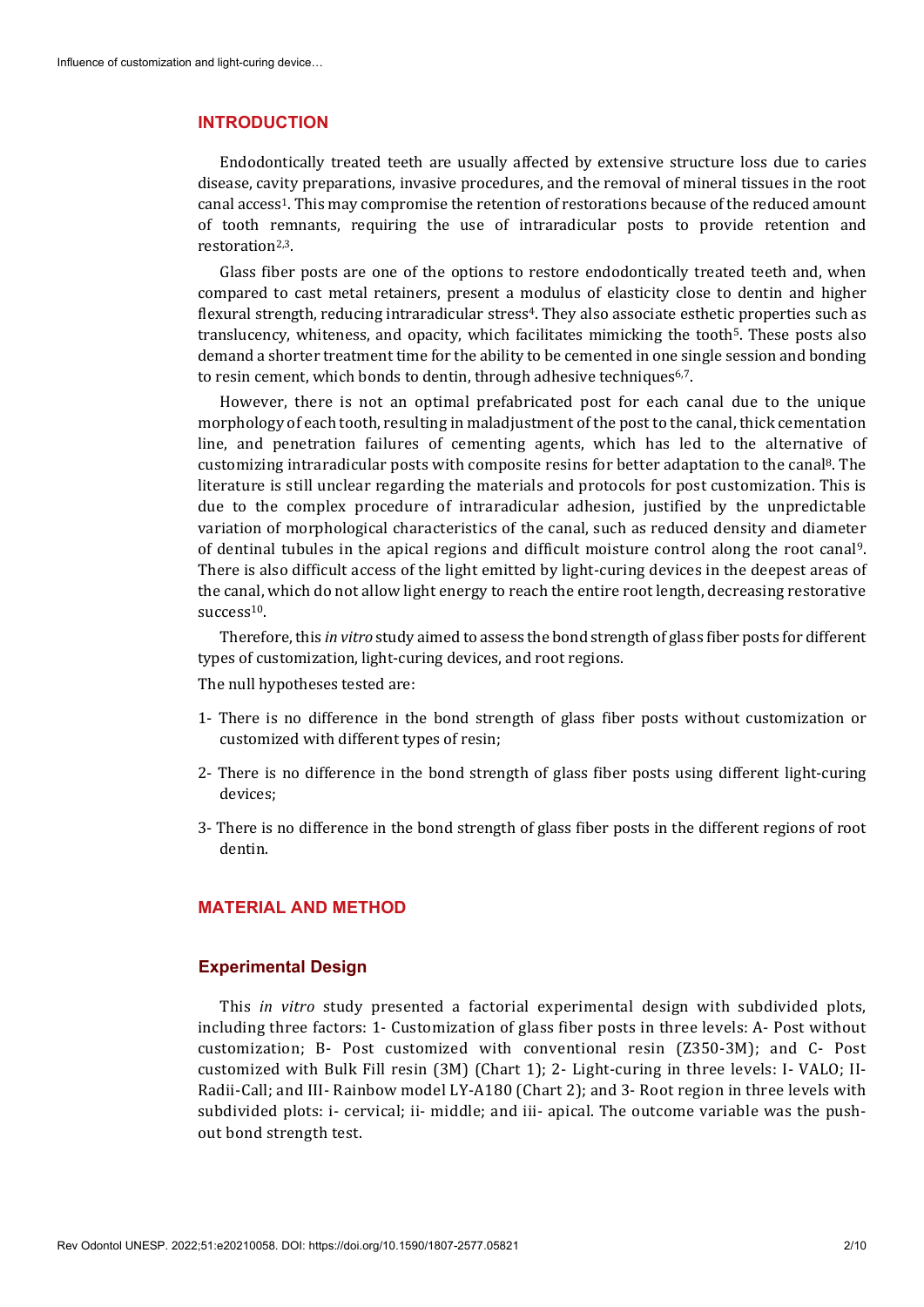## INTRODUCTION

Endodontically treated teeth are usually affected by extensive structure loss due to caries disease, cavity preparations, invasive procedures, and the removal of mineral tissues in the root canal access[1]. This may compromise the retention of restorations because of the reduced amount of tooth remnants, requiring the use of intraradicular posts to provide retention and restoration[2,3].

Glass fiber posts are one of the options to restore endodontically treated teeth and, when compared to cast metal retainers, present a modulus of elasticity close to dentin and higher flexural strength, reducing intraradicular stress[4]. They also associate esthetic properties such as translucency, whiteness, and opacity, which facilitates mimicking the tooth[5]. These posts also demand a shorter treatment time for the ability to be cemented in one single session and bonding to resin cement, which bonds to dentin, through adhesive techniques[6,7].

However, there is not an optimal prefabricated post for each canal due to the unique morphology of each tooth, resulting in maladjustment of the post to the canal, thick cementation line, and penetration failures of cementing agents, which has led to the alternative of customizing intraradicular posts with composite resins for better adaptation to the canal[8]. The literature is still unclear regarding the materials and protocols for post customization. This is due to the complex procedure of intraradicular adhesion, justified by the unpredictable variation of morphological characteristics of the canal, such as reduced density and diameter of dentinal tubules in the apical regions and difficult moisture control along the root canal[9]. There is also difficult access of the light emitted by light-curing devices in the deepest areas of the canal, which do not allow light energy to reach the entire root length, decreasing restorative success[10].

Therefore, this *in vitro* study aimed to assess the bond strength of glass fiber posts for different types of customization, light-curing devices, and root regions.

The null hypotheses tested are:

1- There is no difference in the bond strength of glass fiber posts without customization or customized with different types of resin;

2- There is no difference in the bond strength of glass fiber posts using different light-curing devices;

3- There is no difference in the bond strength of glass fiber posts in the different regions of root dentin.

## MATERIAL AND METHOD

### Experimental Design

This *in vitro* study presented a factorial experimental design with subdivided plots, including three factors: 1- Customization of glass fiber posts in three levels: A- Post without customization; B- Post customized with conventional resin (Z350-3M); and C- Post customized with Bulk Fill resin (3M) (Chart 1); 2- Light-curing in three levels: I- VALO; II- Radii-Call; and III- Rainbow model LY-A180 (Chart 2); and 3- Root region in three levels with subdivided plots: i- cervical; ii- middle; and iii- apical. The outcome variable was the push-out bond strength test.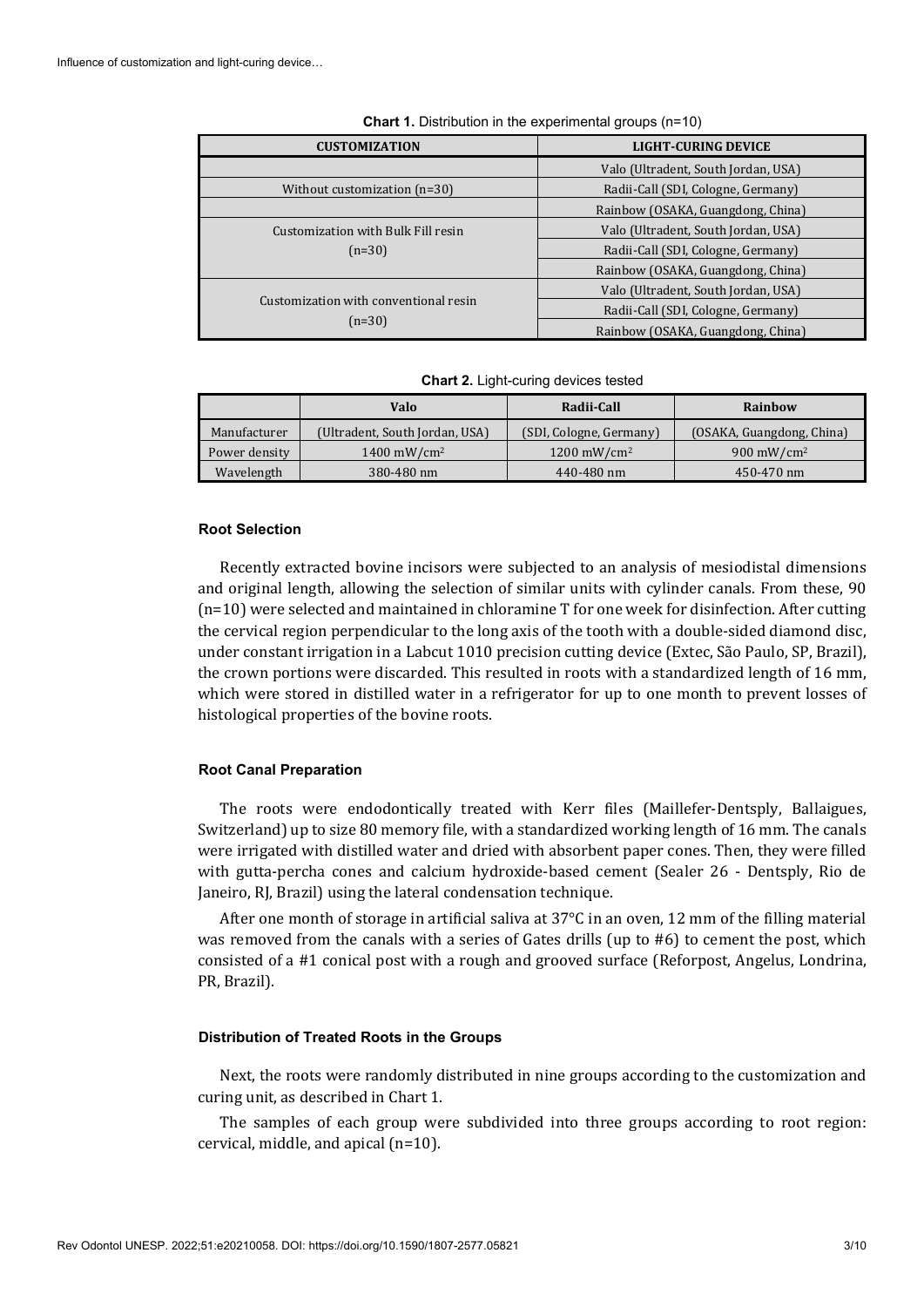**Chart 1.** Distribution in the experimental groups (n=10)

| CUSTOMIZATION | LIGHT-CURING DEVICE |
|---|---|
| Without customization (n=30) | Valo (Ultradent, South Jordan, USA) |
| | Radii-Call (SDI, Cologne, Germany) |
| | Rainbow (OSAKA, Guangdong, China) |
| Customization with Bulk Fill resin (n=30) | Valo (Ultradent, South Jordan, USA) |
| | Radii-Call (SDI, Cologne, Germany) |
| | Rainbow (OSAKA, Guangdong, China) |
| Customization with conventional resin (n=30) | Valo (Ultradent, South Jordan, USA) |
| | Radii-Call (SDI, Cologne, Germany) |
| | Rainbow (OSAKA, Guangdong, China) |

**Chart 2.** Light-curing devices tested

| | Valo | Radii-Call | Rainbow |
|---|---|---|---|
| Manufacturer | (Ultradent, South Jordan, USA) | (SDI, Cologne, Germany) | (OSAKA, Guangdong, China) |
| Power density | 1400 mW/cm$^2$ | 1200 mW/cm$^2$ | 900 mW/cm$^2$ |
| Wavelength | 380-480 nm | 440-480 nm | 450-470 nm |

### Root Selection

Recently extracted bovine incisors were subjected to an analysis of mesiodistal dimensions and original length, allowing the selection of similar units with cylinder canals. From these, 90 (n=10) were selected and maintained in chloramine T for one week for disinfection. After cutting the cervical region perpendicular to the long axis of the tooth with a double-sided diamond disc, under constant irrigation in a Labcut 1010 precision cutting device (Extec, São Paulo, SP, Brazil), the crown portions were discarded. This resulted in roots with a standardized length of 16 mm, which were stored in distilled water in a refrigerator for up to one month to prevent losses of histological properties of the bovine roots.

### Root Canal Preparation

The roots were endodontically treated with Kerr files (Maillefer-Dentsply, Ballaigues, Switzerland) up to size 80 memory file, with a standardized working length of 16 mm. The canals were irrigated with distilled water and dried with absorbent paper cones. Then, they were filled with gutta-percha cones and calcium hydroxide-based cement (Sealer 26 - Dentsply, Rio de Janeiro, RJ, Brazil) using the lateral condensation technique.

After one month of storage in artificial saliva at 37°C in an oven, 12 mm of the filling material was removed from the canals with a series of Gates drills (up to #6) to cement the post, which consisted of a #1 conical post with a rough and grooved surface (Reforpost, Angelus, Londrina, PR, Brazil).

### Distribution of Treated Roots in the Groups

Next, the roots were randomly distributed in nine groups according to the customization and curing unit, as described in Chart 1.

The samples of each group were subdivided into three groups according to root region: cervical, middle, and apical (n=10).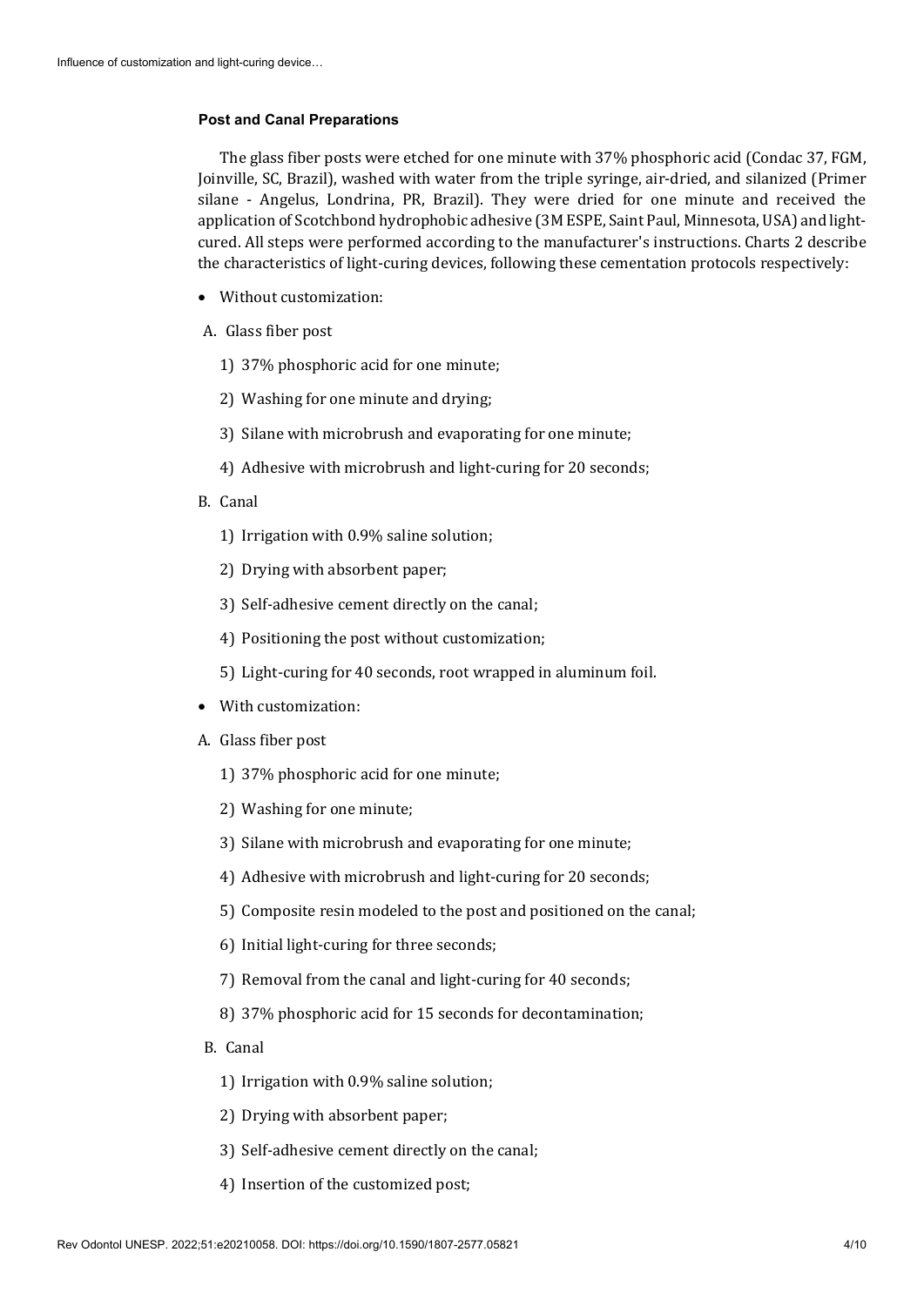### Post and Canal Preparations

The glass fiber posts were etched for one minute with 37% phosphoric acid (Condac 37, FGM, Joinville, SC, Brazil), washed with water from the triple syringe, air-dried, and silanized (Primer silane - Angelus, Londrina, PR, Brazil). They were dried for one minute and received the application of Scotchbond hydrophobic adhesive (3M ESPE, Saint Paul, Minnesota, USA) and light-cured. All steps were performed according to the manufacturer's instructions. Charts 2 describe the characteristics of light-curing devices, following these cementation protocols respectively:

- Without customization:

A. Glass fiber post

1) 37% phosphoric acid for one minute;
2) Washing for one minute and drying;
3) Silane with microbrush and evaporating for one minute;
4) Adhesive with microbrush and light-curing for 20 seconds;

B. Canal

1) Irrigation with 0.9% saline solution;
2) Drying with absorbent paper;
3) Self-adhesive cement directly on the canal;
4) Positioning the post without customization;
5) Light-curing for 40 seconds, root wrapped in aluminum foil.

- With customization:

A. Glass fiber post

1) 37% phosphoric acid for one minute;
2) Washing for one minute;
3) Silane with microbrush and evaporating for one minute;
4) Adhesive with microbrush and light-curing for 20 seconds;
5) Composite resin modeled to the post and positioned on the canal;
6) Initial light-curing for three seconds;
7) Removal from the canal and light-curing for 40 seconds;
8) 37% phosphoric acid for 15 seconds for decontamination;

B. Canal

1) Irrigation with 0.9% saline solution;
2) Drying with absorbent paper;
3) Self-adhesive cement directly on the canal;
4) Insertion of the customized post;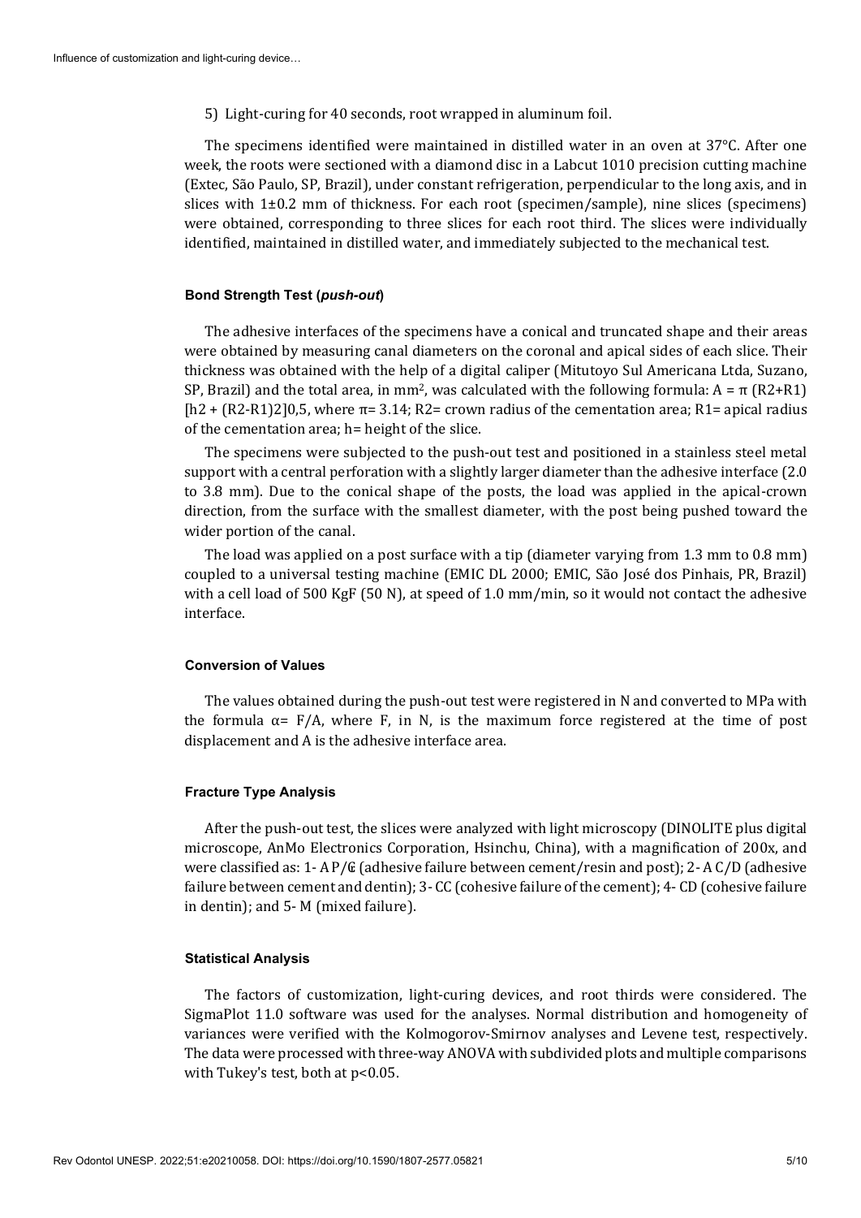5) Light-curing for 40 seconds, root wrapped in aluminum foil.

The specimens identified were maintained in distilled water in an oven at 37°C. After one week, the roots were sectioned with a diamond disc in a Labcut 1010 precision cutting machine (Extec, São Paulo, SP, Brazil), under constant refrigeration, perpendicular to the long axis, and in slices with 1±0.2 mm of thickness. For each root (specimen/sample), nine slices (specimens) were obtained, corresponding to three slices for each root third. The slices were individually identified, maintained in distilled water, and immediately subjected to the mechanical test.

### Bond Strength Test (*push-out*)

The adhesive interfaces of the specimens have a conical and truncated shape and their areas were obtained by measuring canal diameters on the coronal and apical sides of each slice. Their thickness was obtained with the help of a digital caliper (Mitutoyo Sul Americana Ltda, Suzano, SP, Brazil) and the total area, in $mm^2$, was calculated with the following formula: $A = \pi\ (R2+R1)\ [h2 + (R2\text{-}R1)2]0{,}5$, where $\pi$= 3.14; R2= crown radius of the cementation area; R1= apical radius of the cementation area; h= height of the slice.

The specimens were subjected to the push-out test and positioned in a stainless steel metal support with a central perforation with a slightly larger diameter than the adhesive interface (2.0 to 3.8 mm). Due to the conical shape of the posts, the load was applied in the apical-crown direction, from the surface with the smallest diameter, with the post being pushed toward the wider portion of the canal.

The load was applied on a post surface with a tip (diameter varying from 1.3 mm to 0.8 mm) coupled to a universal testing machine (EMIC DL 2000; EMIC, São José dos Pinhais, PR, Brazil) with a cell load of 500 KgF (50 N), at speed of 1.0 mm/min, so it would not contact the adhesive interface.

### Conversion of Values

The values obtained during the push-out test were registered in N and converted to MPa with the formula $\alpha = F/A$, where F, in N, is the maximum force registered at the time of post displacement and A is the adhesive interface area.

### Fracture Type Analysis

After the push-out test, the slices were analyzed with light microscopy (DINOLITE plus digital microscope, AnMo Electronics Corporation, Hsinchu, China), with a magnification of 200x, and were classified as: 1- A P/C (adhesive failure between cement/resin and post); 2- A C/D (adhesive failure between cement and dentin); 3- CC (cohesive failure of the cement); 4- CD (cohesive failure in dentin); and 5- M (mixed failure).

### Statistical Analysis

The factors of customization, light-curing devices, and root thirds were considered. The SigmaPlot 11.0 software was used for the analyses. Normal distribution and homogeneity of variances were verified with the Kolmogorov-Smirnov analyses and Levene test, respectively. The data were processed with three-way ANOVA with subdivided plots and multiple comparisons with Tukey's test, both at $p<0.05$.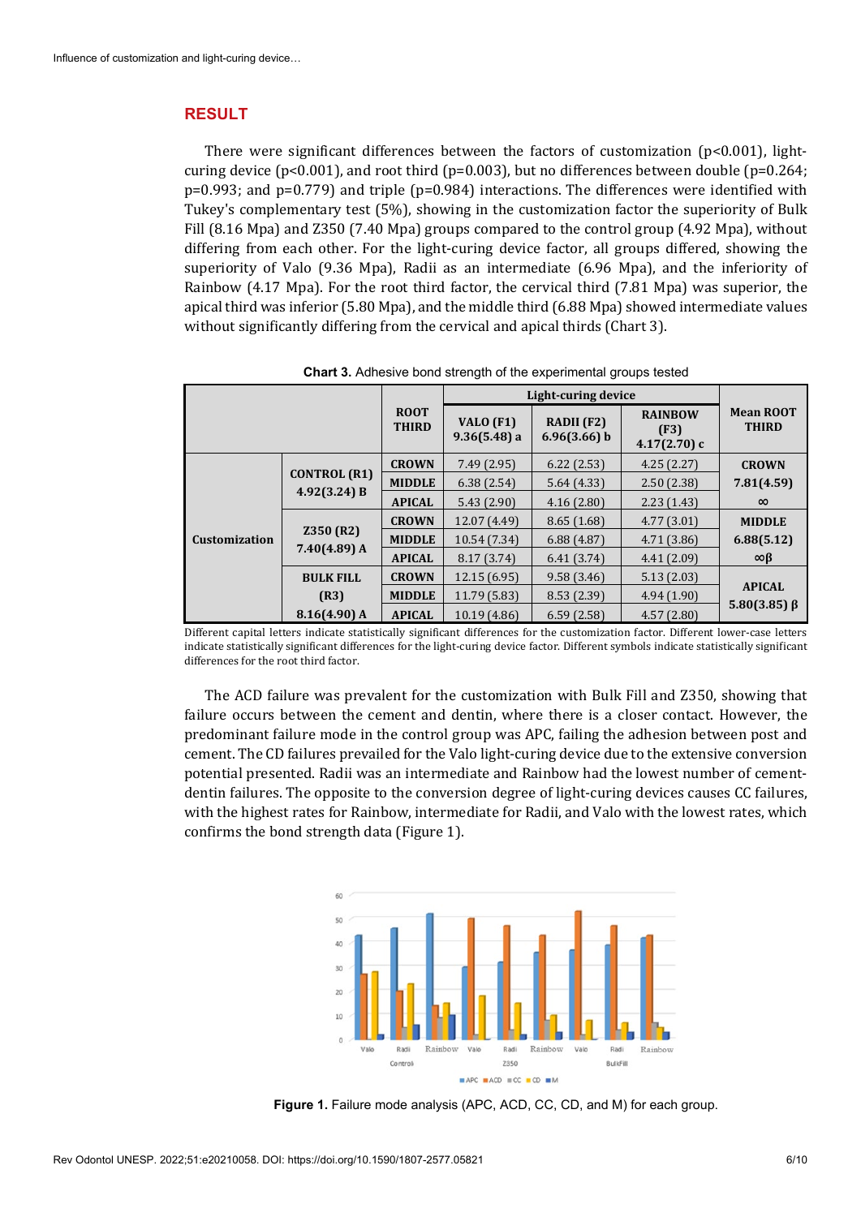## RESULT

There were significant differences between the factors of customization (p<0.001), light-curing device (p<0.001), and root third (p=0.003), but no differences between double (p=0.264; p=0.993; and p=0.779) and triple (p=0.984) interactions. The differences were identified with Tukey's complementary test (5%), showing in the customization factor the superiority of Bulk Fill (8.16 Mpa) and Z350 (7.40 Mpa) groups compared to the control group (4.92 Mpa), without differing from each other. For the light-curing device factor, all groups differed, showing the superiority of Valo (9.36 Mpa), Radii as an intermediate (6.96 Mpa), and the inferiority of Rainbow (4.17 Mpa). For the root third factor, the cervical third (7.81 Mpa) was superior, the apical third was inferior (5.80 Mpa), and the middle third (6.88 Mpa) showed intermediate values without significantly differing from the cervical and apical thirds (Chart 3).

**Chart 3.** Adhesive bond strength of the experimental groups tested

| | | ROOT THIRD | Light-curing device | | | Mean ROOT THIRD |
|---|---|---|---|---|---|---|
| | | | VALO (F1) 9.36(5.48) a | RADII (F2) 6.96(3.66) b | RAINBOW (F3) 4.17(2.70) c | |
| Customization | CONTROL (R1) 4.92(3.24) B | CROWN | 7.49 (2.95) | 6.22 (2.53) | 4.25 (2.27) | CROWN 7.81(4.59) ∞ |
| | | MIDDLE | 6.38 (2.54) | 5.64 (4.33) | 2.50 (2.38) | |
| | | APICAL | 5.43 (2.90) | 4.16 (2.80) | 2.23 (1.43) | |
| | Z350 (R2) 7.40(4.89) A | CROWN | 12.07 (4.49) | 8.65 (1.68) | 4.77 (3.01) | MIDDLE 6.88(5.12) ∞β |
| | | MIDDLE | 10.54 (7.34) | 6.88 (4.87) | 4.71 (3.86) | |
| | | APICAL | 8.17 (3.74) | 6.41 (3.74) | 4.41 (2.09) | |
| | BULK FILL (R3) 8.16(4.90) A | CROWN | 12.15 (6.95) | 9.58 (3.46) | 5.13 (2.03) | APICAL 5.80(3.85) β |
| | | MIDDLE | 11.79 (5.83) | 8.53 (2.39) | 4.94 (1.90) | |
| | | APICAL | 10.19 (4.86) | 6.59 (2.58) | 4.57 (2.80) | |

Different capital letters indicate statistically significant differences for the customization factor. Different lower-case letters indicate statistically significant differences for the light-curing device factor. Different symbols indicate statistically significant differences for the root third factor.

The ACD failure was prevalent for the customization with Bulk Fill and Z350, showing that failure occurs between the cement and dentin, where there is a closer contact. However, the predominant failure mode in the control group was APC, failing the adhesion between post and cement. The CD failures prevailed for the Valo light-curing device due to the extensive conversion potential presented. Radii was an intermediate and Rainbow had the lowest number of cement-dentin failures. The opposite to the conversion degree of light-curing devices causes CC failures, with the highest rates for Rainbow, intermediate for Radii, and Valo with the lowest rates, which confirms the bond strength data (Figure 1).

**Figure 1.** Failure mode analysis (APC, ACD, CC, CD, and M) for each group.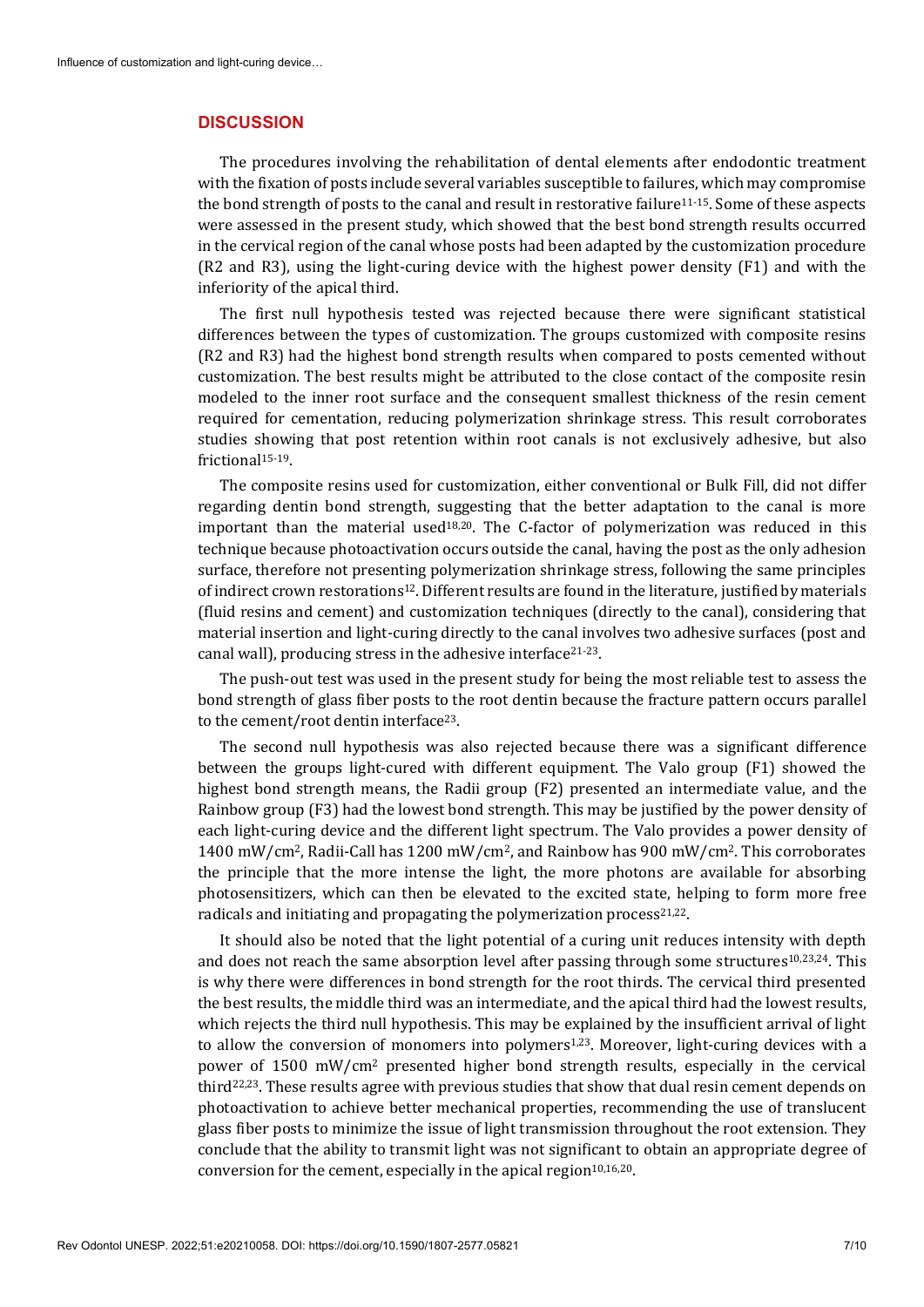## DISCUSSION

The procedures involving the rehabilitation of dental elements after endodontic treatment with the fixation of posts include several variables susceptible to failures, which may compromise the bond strength of posts to the canal and result in restorative failure[11-15]. Some of these aspects were assessed in the present study, which showed that the best bond strength results occurred in the cervical region of the canal whose posts had been adapted by the customization procedure (R2 and R3), using the light-curing device with the highest power density (F1) and with the inferiority of the apical third.

The first null hypothesis tested was rejected because there were significant statistical differences between the types of customization. The groups customized with composite resins (R2 and R3) had the highest bond strength results when compared to posts cemented without customization. The best results might be attributed to the close contact of the composite resin modeled to the inner root surface and the consequent smallest thickness of the resin cement required for cementation, reducing polymerization shrinkage stress. This result corroborates studies showing that post retention within root canals is not exclusively adhesive, but also frictional[15-19].

The composite resins used for customization, either conventional or Bulk Fill, did not differ regarding dentin bond strength, suggesting that the better adaptation to the canal is more important than the material used[18,20]. The C-factor of polymerization was reduced in this technique because photoactivation occurs outside the canal, having the post as the only adhesion surface, therefore not presenting polymerization shrinkage stress, following the same principles of indirect crown restorations[12]. Different results are found in the literature, justified by materials (fluid resins and cement) and customization techniques (directly to the canal), considering that material insertion and light-curing directly to the canal involves two adhesive surfaces (post and canal wall), producing stress in the adhesive interface[21-23].

The push-out test was used in the present study for being the most reliable test to assess the bond strength of glass fiber posts to the root dentin because the fracture pattern occurs parallel to the cement/root dentin interface[23].

The second null hypothesis was also rejected because there was a significant difference between the groups light-cured with different equipment. The Valo group (F1) showed the highest bond strength means, the Radii group (F2) presented an intermediate value, and the Rainbow group (F3) had the lowest bond strength. This may be justified by the power density of each light-curing device and the different light spectrum. The Valo provides a power density of 1400 mW/cm$^2$, Radii-Call has 1200 mW/cm$^2$, and Rainbow has 900 mW/cm$^2$. This corroborates the principle that the more intense the light, the more photons are available for absorbing photosensitizers, which can then be elevated to the excited state, helping to form more free radicals and initiating and propagating the polymerization process[21,22].

It should also be noted that the light potential of a curing unit reduces intensity with depth and does not reach the same absorption level after passing through some structures[10,23,24]. This is why there were differences in bond strength for the root thirds. The cervical third presented the best results, the middle third was an intermediate, and the apical third had the lowest results, which rejects the third null hypothesis. This may be explained by the insufficient arrival of light to allow the conversion of monomers into polymers[1,23]. Moreover, light-curing devices with a power of 1500 mW/cm$^2$ presented higher bond strength results, especially in the cervical third[22,23]. These results agree with previous studies that show that dual resin cement depends on photoactivation to achieve better mechanical properties, recommending the use of translucent glass fiber posts to minimize the issue of light transmission throughout the root extension. They conclude that the ability to transmit light was not significant to obtain an appropriate degree of conversion for the cement, especially in the apical region[10,16,20].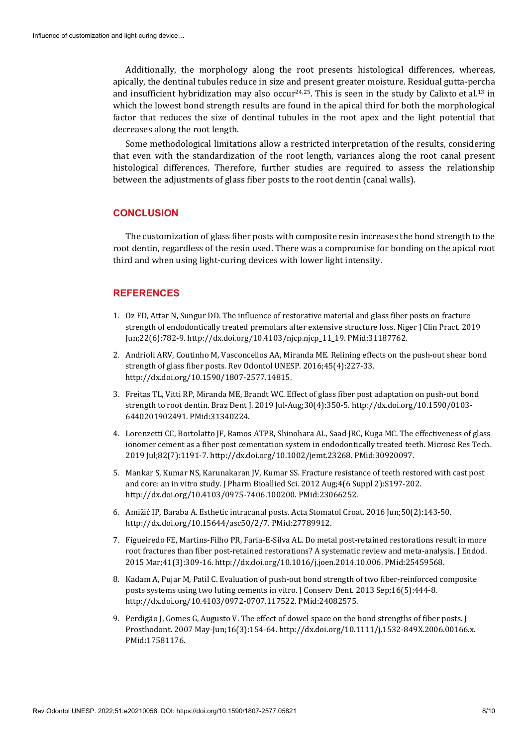Additionally, the morphology along the root presents histological differences, whereas, apically, the dentinal tubules reduce in size and present greater moisture. Residual gutta-percha and insufficient hybridization may also occur[24,25]. This is seen in the study by Calixto et al.[13] in which the lowest bond strength results are found in the apical third for both the morphological factor that reduces the size of dentinal tubules in the root apex and the light potential that decreases along the root length.

Some methodological limitations allow a restricted interpretation of the results, considering that even with the standardization of the root length, variances along the root canal present histological differences. Therefore, further studies are required to assess the relationship between the adjustments of glass fiber posts to the root dentin (canal walls).

## CONCLUSION

The customization of glass fiber posts with composite resin increases the bond strength to the root dentin, regardless of the resin used. There was a compromise for bonding on the apical root third and when using light-curing devices with lower light intensity.

## REFERENCES

1. Oz FD, Attar N, Sungur DD. The influence of restorative material and glass fiber posts on fracture strength of endodontically treated premolars after extensive structure loss. Niger J Clin Pract. 2019 Jun;22(6):782-9. http://dx.doi.org/10.4103/njcp.njcp_11_19. PMid:31187762.
2. Andrioli ARV, Coutinho M, Vasconcellos AA, Miranda ME. Relining effects on the push-out shear bond strength of glass fiber posts. Rev Odontol UNESP. 2016;45(4):227-33. http://dx.doi.org/10.1590/1807-2577.14815.
3. Freitas TL, Vitti RP, Miranda ME, Brandt WC. Effect of glass fiber post adaptation on push-out bond strength to root dentin. Braz Dent J. 2019 Jul-Aug;30(4):350-5. http://dx.doi.org/10.1590/0103-6440201902491. PMid:31340224.
4. Lorenzetti CC, Bortolatto JF, Ramos ATPR, Shinohara AL, Saad JRC, Kuga MC. The effectiveness of glass ionomer cement as a fiber post cementation system in endodontically treated teeth. Microsc Res Tech. 2019 Jul;82(7):1191-7. http://dx.doi.org/10.1002/jemt.23268. PMid:30920097.
5. Mankar S, Kumar NS, Karunakaran JV, Kumar SS. Fracture resistance of teeth restored with cast post and core: an in vitro study. J Pharm Bioallied Sci. 2012 Aug;4(6 Suppl 2):S197-202. http://dx.doi.org/10.4103/0975-7406.100200. PMid:23066252.
6. Amižić IP, Baraba A. Esthetic intracanal posts. Acta Stomatol Croat. 2016 Jun;50(2):143-50. http://dx.doi.org/10.15644/asc50/2/7. PMid:27789912.
7. Figueiredo FE, Martins-Filho PR, Faria-E-Silva AL. Do metal post-retained restorations result in more root fractures than fiber post-retained restorations? A systematic review and meta-analysis. J Endod. 2015 Mar;41(3):309-16. http://dx.doi.org/10.1016/j.joen.2014.10.006. PMid:25459568.
8. Kadam A, Pujar M, Patil C. Evaluation of push-out bond strength of two fiber-reinforced composite posts systems using two luting cements in vitro. J Conserv Dent. 2013 Sep;16(5):444-8. http://dx.doi.org/10.4103/0972-0707.117522. PMid:24082575.
9. Perdigão J, Gomes G, Augusto V. The effect of dowel space on the bond strengths of fiber posts. J Prosthodont. 2007 May-Jun;16(3):154-64. http://dx.doi.org/10.1111/j.1532-849X.2006.00166.x. PMid:17581176.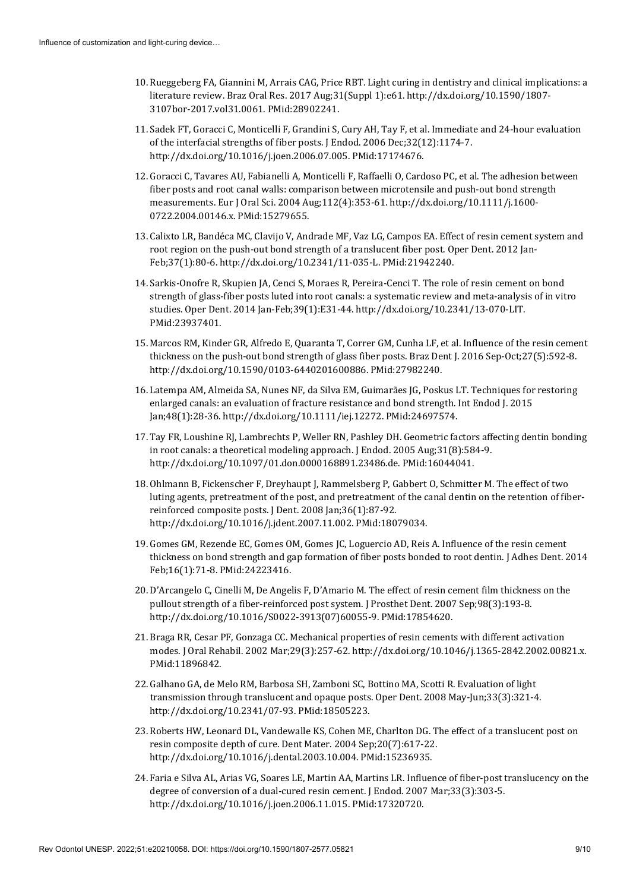10. Rueggeberg FA, Giannini M, Arrais CAG, Price RBT. Light curing in dentistry and clinical implications: a literature review. Braz Oral Res. 2017 Aug;31(Suppl 1):e61. http://dx.doi.org/10.1590/1807-3107bor-2017.vol31.0061. PMid:28902241.
11. Sadek FT, Goracci C, Monticelli F, Grandini S, Cury AH, Tay F, et al. Immediate and 24-hour evaluation of the interfacial strengths of fiber posts. J Endod. 2006 Dec;32(12):1174-7. http://dx.doi.org/10.1016/j.joen.2006.07.005. PMid:17174676.
12. Goracci C, Tavares AU, Fabianelli A, Monticelli F, Raffaelli O, Cardoso PC, et al. The adhesion between fiber posts and root canal walls: comparison between microtensile and push-out bond strength measurements. Eur J Oral Sci. 2004 Aug;112(4):353-61. http://dx.doi.org/10.1111/j.1600-0722.2004.00146.x. PMid:15279655.
13. Calixto LR, Bandéca MC, Clavijo V, Andrade MF, Vaz LG, Campos EA. Effect of resin cement system and root region on the push-out bond strength of a translucent fiber post. Oper Dent. 2012 Jan-Feb;37(1):80-6. http://dx.doi.org/10.2341/11-035-L. PMid:21942240.
14. Sarkis-Onofre R, Skupien JA, Cenci S, Moraes R, Pereira-Cenci T. The role of resin cement on bond strength of glass-fiber posts luted into root canals: a systematic review and meta-analysis of in vitro studies. Oper Dent. 2014 Jan-Feb;39(1):E31-44. http://dx.doi.org/10.2341/13-070-LIT. PMid:23937401.
15. Marcos RM, Kinder GR, Alfredo E, Quaranta T, Correr GM, Cunha LF, et al. Influence of the resin cement thickness on the push-out bond strength of glass fiber posts. Braz Dent J. 2016 Sep-Oct;27(5):592-8. http://dx.doi.org/10.1590/0103-6440201600886. PMid:27982240.
16. Latempa AM, Almeida SA, Nunes NF, da Silva EM, Guimarães JG, Poskus LT. Techniques for restoring enlarged canals: an evaluation of fracture resistance and bond strength. Int Endod J. 2015 Jan;48(1):28-36. http://dx.doi.org/10.1111/iej.12272. PMid:24697574.
17. Tay FR, Loushine RJ, Lambrechts P, Weller RN, Pashley DH. Geometric factors affecting dentin bonding in root canals: a theoretical modeling approach. J Endod. 2005 Aug;31(8):584-9. http://dx.doi.org/10.1097/01.don.0000168891.23486.de. PMid:16044041.
18. Ohlmann B, Fickenscher F, Dreyhaupt J, Rammelsberg P, Gabbert O, Schmitter M. The effect of two luting agents, pretreatment of the post, and pretreatment of the canal dentin on the retention of fiber-reinforced composite posts. J Dent. 2008 Jan;36(1):87-92. http://dx.doi.org/10.1016/j.jdent.2007.11.002. PMid:18079034.
19. Gomes GM, Rezende EC, Gomes OM, Gomes JC, Loguercio AD, Reis A. Influence of the resin cement thickness on bond strength and gap formation of fiber posts bonded to root dentin. J Adhes Dent. 2014 Feb;16(1):71-8. PMid:24223416.
20. D'Arcangelo C, Cinelli M, De Angelis F, D'Amario M. The effect of resin cement film thickness on the pullout strength of a fiber-reinforced post system. J Prosthet Dent. 2007 Sep;98(3):193-8. http://dx.doi.org/10.1016/S0022-3913(07)60055-9. PMid:17854620.
21. Braga RR, Cesar PF, Gonzaga CC. Mechanical properties of resin cements with different activation modes. J Oral Rehabil. 2002 Mar;29(3):257-62. http://dx.doi.org/10.1046/j.1365-2842.2002.00821.x. PMid:11896842.
22. Galhano GA, de Melo RM, Barbosa SH, Zamboni SC, Bottino MA, Scotti R. Evaluation of light transmission through translucent and opaque posts. Oper Dent. 2008 May-Jun;33(3):321-4. http://dx.doi.org/10.2341/07-93. PMid:18505223.
23. Roberts HW, Leonard DL, Vandewalle KS, Cohen ME, Charlton DG. The effect of a translucent post on resin composite depth of cure. Dent Mater. 2004 Sep;20(7):617-22. http://dx.doi.org/10.1016/j.dental.2003.10.004. PMid:15236935.
24. Faria e Silva AL, Arias VG, Soares LE, Martin AA, Martins LR. Influence of fiber-post translucency on the degree of conversion of a dual-cured resin cement. J Endod. 2007 Mar;33(3):303-5. http://dx.doi.org/10.1016/j.joen.2006.11.015. PMid:17320720.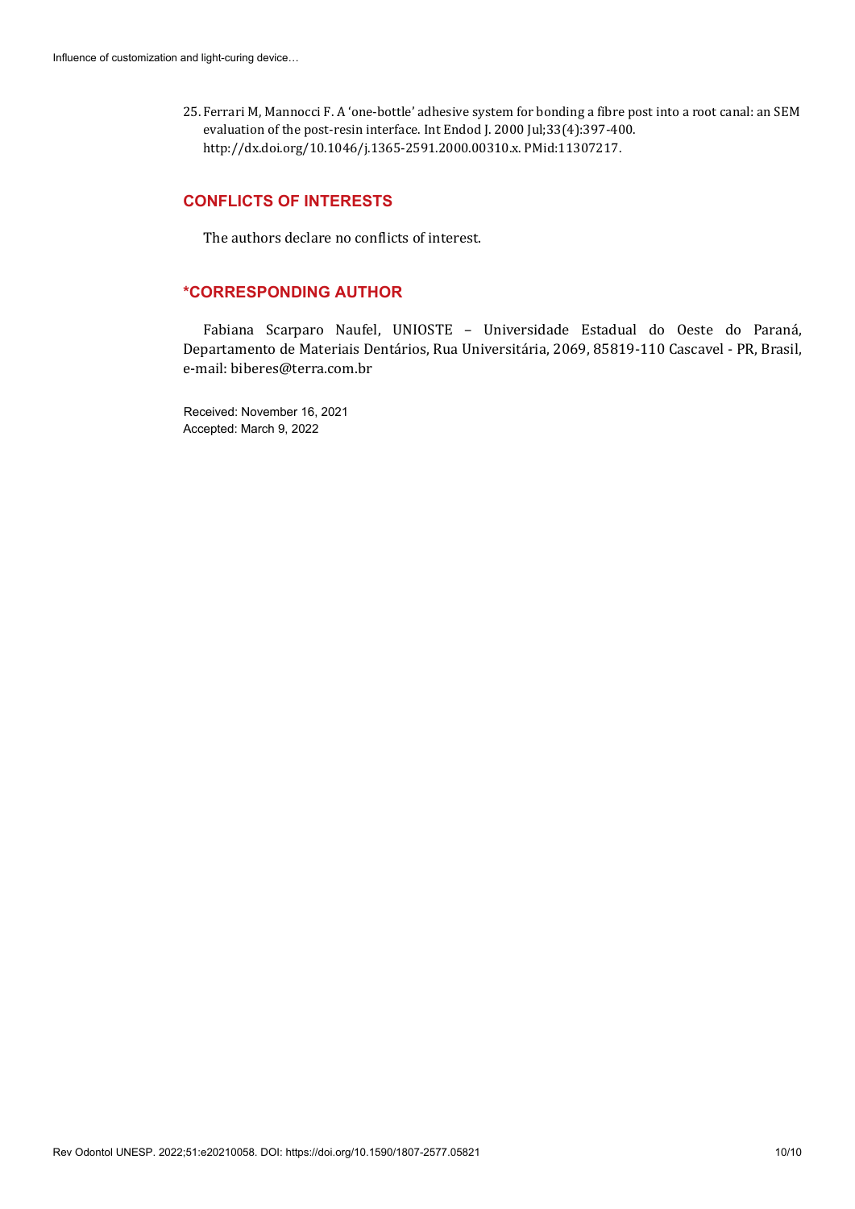25. Ferrari M, Mannocci F. A 'one-bottle' adhesive system for bonding a fibre post into a root canal: an SEM evaluation of the post-resin interface. Int Endod J. 2000 Jul;33(4):397-400. http://dx.doi.org/10.1046/j.1365-2591.2000.00310.x. PMid:11307217.

## CONFLICTS OF INTERESTS

The authors declare no conflicts of interest.

## *CORRESPONDING AUTHOR

Fabiana Scarparo Naufel, UNIOSTE – Universidade Estadual do Oeste do Paraná, Departamento de Materiais Dentários, Rua Universitária, 2069, 85819-110 Cascavel - PR, Brasil, e-mail: biberes@terra.com.br

Received: November 16, 2021
Accepted: March 9, 2022